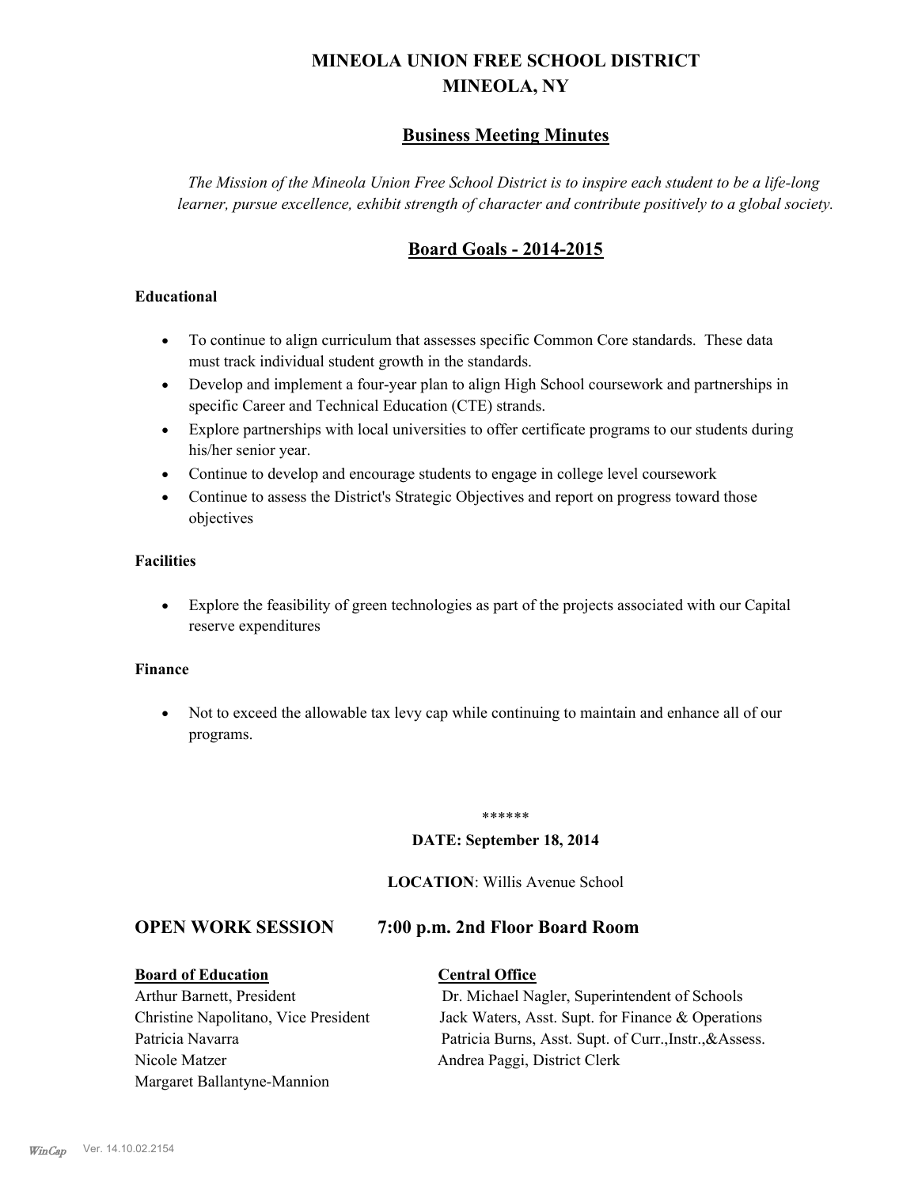# MINEOLA UNION FREE SCHOOL DISTRICT
# MINEOLA, NY

## Business Meeting Minutes

*The Mission of the Mineola Union Free School District is to inspire each student to be a life-long learner, pursue excellence, exhibit strength of character and contribute positively to a global society.*

## Board Goals - 2014-2015

### Educational

- To continue to align curriculum that assesses specific Common Core standards. These data must track individual student growth in the standards.
- Develop and implement a four-year plan to align High School coursework and partnerships in specific Career and Technical Education (CTE) strands.
- Explore partnerships with local universities to offer certificate programs to our students during his/her senior year.
- Continue to develop and encourage students to engage in college level coursework
- Continue to assess the District's Strategic Objectives and report on progress toward those objectives

### Facilities

- Explore the feasibility of green technologies as part of the projects associated with our Capital reserve expenditures

### Finance

- Not to exceed the allowable tax levy cap while continuing to maintain and enhance all of our programs.

******

**DATE: September 18, 2014**

**LOCATION**: Willis Avenue School

## OPEN WORK SESSION 7:00 p.m. 2nd Floor Board Room

**Board of Education**

Arthur Barnett, President
Christine Napolitano, Vice President
Patricia Navarra
Nicole Matzer
Margaret Ballantyne-Mannion

**Central Office**

Dr. Michael Nagler, Superintendent of Schools
Jack Waters, Asst. Supt. for Finance & Operations
Patricia Burns, Asst. Supt. of Curr.,Instr.,&Assess.
Andrea Paggi, District Clerk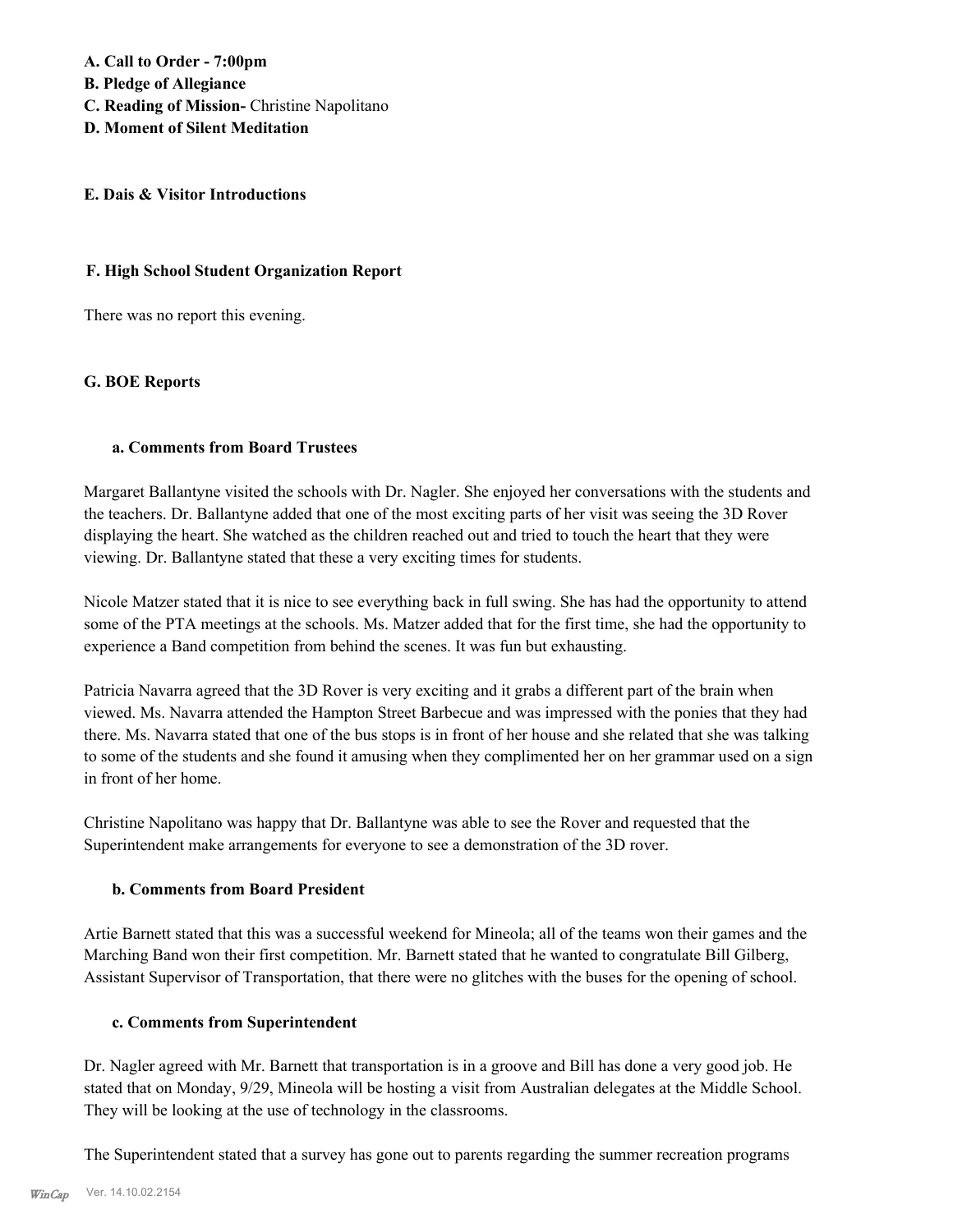**A. Call to Order - 7:00pm**
**B. Pledge of Allegiance**
**C. Reading of Mission-** Christine Napolitano
**D. Moment of Silent Meditation**

**E. Dais & Visitor Introductions**

**F. High School Student Organization Report**

There was no report this evening.

**G. BOE Reports**

**a. Comments from Board Trustees**

Margaret Ballantyne visited the schools with Dr. Nagler. She enjoyed her conversations with the students and the teachers. Dr. Ballantyne added that one of the most exciting parts of her visit was seeing the 3D Rover displaying the heart. She watched as the children reached out and tried to touch the heart that they were viewing. Dr. Ballantyne stated that these a very exciting times for students.

Nicole Matzer stated that it is nice to see everything back in full swing. She has had the opportunity to attend some of the PTA meetings at the schools. Ms. Matzer added that for the first time, she had the opportunity to experience a Band competition from behind the scenes. It was fun but exhausting.

Patricia Navarra agreed that the 3D Rover is very exciting and it grabs a different part of the brain when viewed. Ms. Navarra attended the Hampton Street Barbecue and was impressed with the ponies that they had there. Ms. Navarra stated that one of the bus stops is in front of her house and she related that she was talking to some of the students and she found it amusing when they complimented her on her grammar used on a sign in front of her home.

Christine Napolitano was happy that Dr. Ballantyne was able to see the Rover and requested that the Superintendent make arrangements for everyone to see a demonstration of the 3D rover.

**b. Comments from Board President**

Artie Barnett stated that this was a successful weekend for Mineola; all of the teams won their games and the Marching Band won their first competition. Mr. Barnett stated that he wanted to congratulate Bill Gilberg, Assistant Supervisor of Transportation, that there were no glitches with the buses for the opening of school.

**c. Comments from Superintendent**

Dr. Nagler agreed with Mr. Barnett that transportation is in a groove and Bill has done a very good job. He stated that on Monday, 9/29, Mineola will be hosting a visit from Australian delegates at the Middle School. They will be looking at the use of technology in the classrooms.

The Superintendent stated that a survey has gone out to parents regarding the summer recreation programs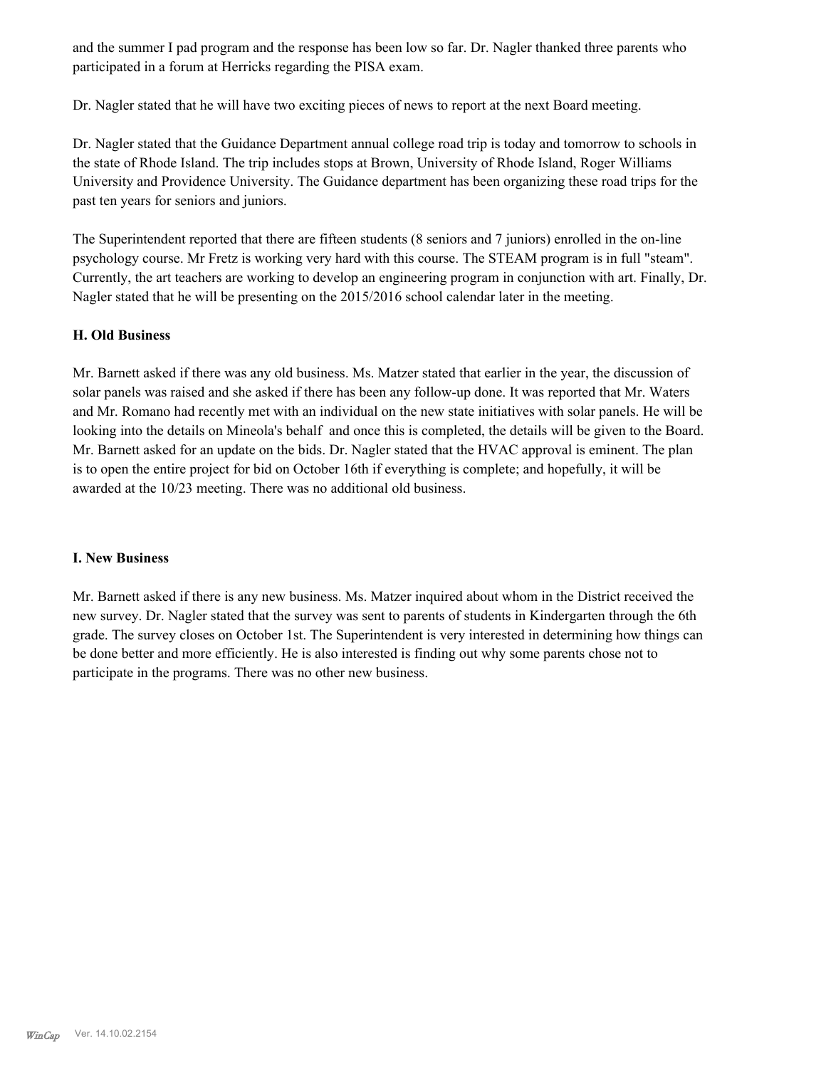and the summer I pad program and the response has been low so far. Dr. Nagler thanked three parents who participated in a forum at Herricks regarding the PISA exam.

Dr. Nagler stated that he will have two exciting pieces of news to report at the next Board meeting.

Dr. Nagler stated that the Guidance Department annual college road trip is today and tomorrow to schools in the state of Rhode Island. The trip includes stops at Brown, University of Rhode Island, Roger Williams University and Providence University. The Guidance department has been organizing these road trips for the past ten years for seniors and juniors.

The Superintendent reported that there are fifteen students (8 seniors and 7 juniors) enrolled in the on-line psychology course. Mr Fretz is working very hard with this course. The STEAM program is in full "steam". Currently, the art teachers are working to develop an engineering program in conjunction with art. Finally, Dr. Nagler stated that he will be presenting on the 2015/2016 school calendar later in the meeting.

### H. Old Business

Mr. Barnett asked if there was any old business. Ms. Matzer stated that earlier in the year, the discussion of solar panels was raised and she asked if there has been any follow-up done. It was reported that Mr. Waters and Mr. Romano had recently met with an individual on the new state initiatives with solar panels. He will be looking into the details on Mineola's behalf and once this is completed, the details will be given to the Board. Mr. Barnett asked for an update on the bids. Dr. Nagler stated that the HVAC approval is eminent. The plan is to open the entire project for bid on October 16th if everything is complete; and hopefully, it will be awarded at the 10/23 meeting. There was no additional old business.

### I. New Business

Mr. Barnett asked if there is any new business. Ms. Matzer inquired about whom in the District received the new survey. Dr. Nagler stated that the survey was sent to parents of students in Kindergarten through the 6th grade. The survey closes on October 1st. The Superintendent is very interested in determining how things can be done better and more efficiently. He is also interested is finding out why some parents chose not to participate in the programs. There was no other new business.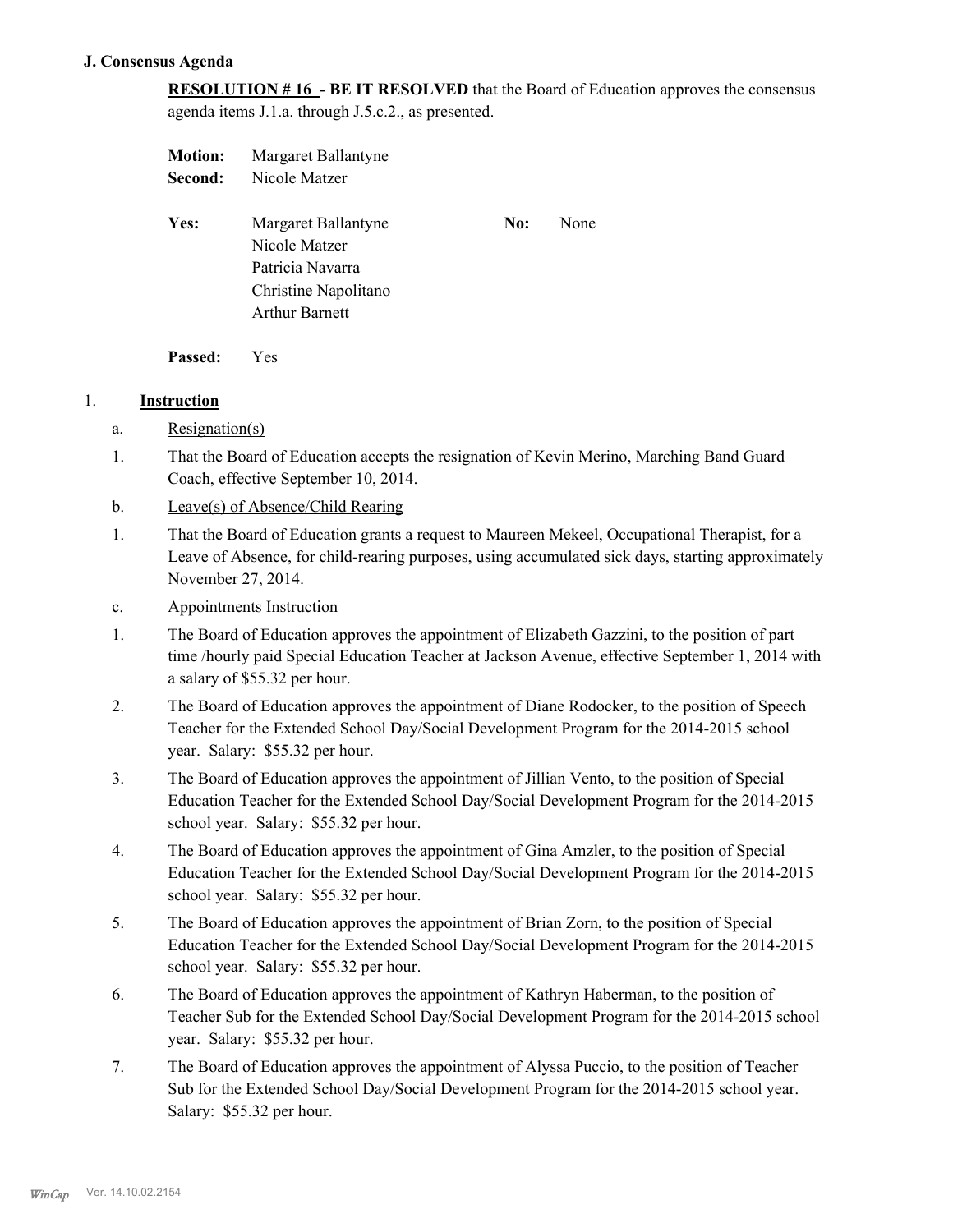### J. Consensus Agenda

**RESOLUTION # 16 - BE IT RESOLVED** that the Board of Education approves the consensus agenda items J.1.a. through J.5.c.2., as presented.

**Motion:** Margaret Ballantyne
**Second:** Nicole Matzer

**Yes:** Margaret Ballantyne, Nicole Matzer, Patricia Navarra, Christine Napolitano, Arthur Barnett

**No:** None

**Passed:** Yes

1. **Instruction**

a. Resignation(s)

1. That the Board of Education accepts the resignation of Kevin Merino, Marching Band Guard Coach, effective September 10, 2014.

b. Leave(s) of Absence/Child Rearing

1. That the Board of Education grants a request to Maureen Mekeel, Occupational Therapist, for a Leave of Absence, for child-rearing purposes, using accumulated sick days, starting approximately November 27, 2014.

c. Appointments Instruction

1. The Board of Education approves the appointment of Elizabeth Gazzini, to the position of part time /hourly paid Special Education Teacher at Jackson Avenue, effective September 1, 2014 with a salary of $55.32 per hour.
2. The Board of Education approves the appointment of Diane Rodocker, to the position of Speech Teacher for the Extended School Day/Social Development Program for the 2014-2015 school year. Salary: $55.32 per hour.
3. The Board of Education approves the appointment of Jillian Vento, to the position of Special Education Teacher for the Extended School Day/Social Development Program for the 2014-2015 school year. Salary: $55.32 per hour.
4. The Board of Education approves the appointment of Gina Amzler, to the position of Special Education Teacher for the Extended School Day/Social Development Program for the 2014-2015 school year. Salary: $55.32 per hour.
5. The Board of Education approves the appointment of Brian Zorn, to the position of Special Education Teacher for the Extended School Day/Social Development Program for the 2014-2015 school year. Salary: $55.32 per hour.
6. The Board of Education approves the appointment of Kathryn Haberman, to the position of Teacher Sub for the Extended School Day/Social Development Program for the 2014-2015 school year. Salary: $55.32 per hour.
7. The Board of Education approves the appointment of Alyssa Puccio, to the position of Teacher Sub for the Extended School Day/Social Development Program for the 2014-2015 school year. Salary: $55.32 per hour.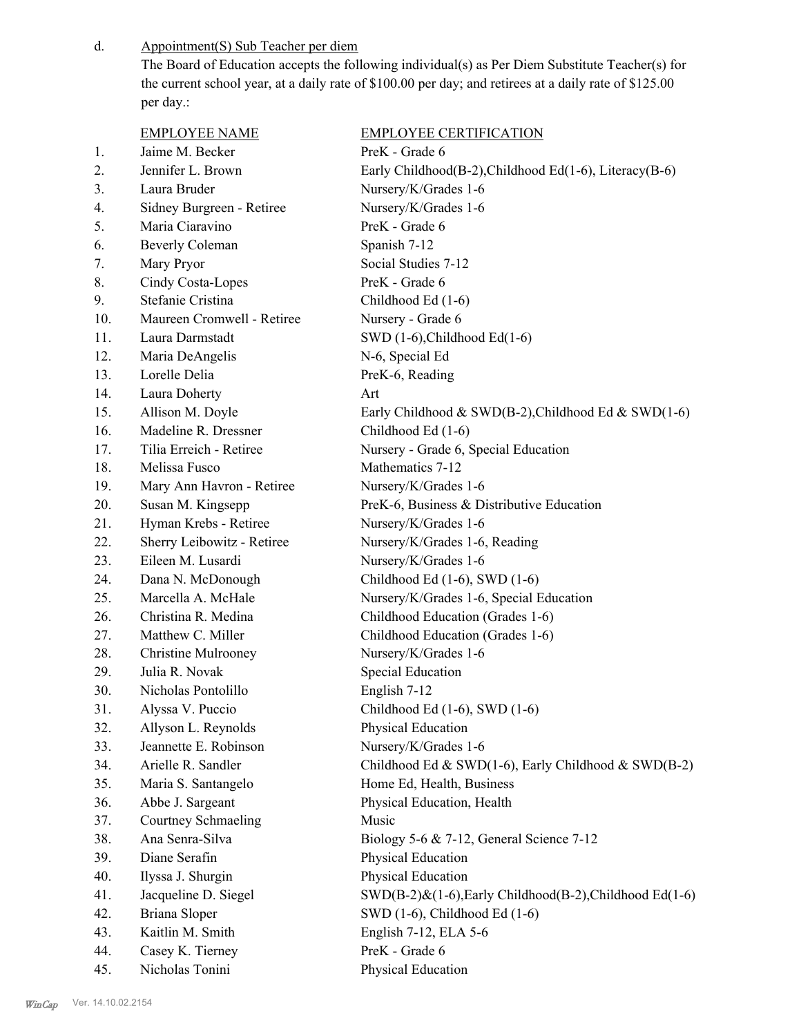d. <u>Appointment(S) Sub Teacher per diem</u>

The Board of Education accepts the following individual(s) as Per Diem Substitute Teacher(s) for the current school year, at a daily rate of $100.00 per day; and retirees at a daily rate of $125.00 per day.:

| | EMPLOYEE NAME | EMPLOYEE CERTIFICATION |
|---|---|---|
| 1. | Jaime M. Becker | PreK - Grade 6 |
| 2. | Jennifer L. Brown | Early Childhood(B-2),Childhood Ed(1-6), Literacy(B-6) |
| 3. | Laura Bruder | Nursery/K/Grades 1-6 |
| 4. | Sidney Burgreen - Retiree | Nursery/K/Grades 1-6 |
| 5. | Maria Ciaravino | PreK - Grade 6 |
| 6. | Beverly Coleman | Spanish 7-12 |
| 7. | Mary Pryor | Social Studies 7-12 |
| 8. | Cindy Costa-Lopes | PreK - Grade 6 |
| 9. | Stefanie Cristina | Childhood Ed (1-6) |
| 10. | Maureen Cromwell - Retiree | Nursery - Grade 6 |
| 11. | Laura Darmstadt | SWD (1-6),Childhood Ed(1-6) |
| 12. | Maria DeAngelis | N-6, Special Ed |
| 13. | Lorelle Delia | PreK-6, Reading |
| 14. | Laura Doherty | Art |
| 15. | Allison M. Doyle | Early Childhood & SWD(B-2),Childhood Ed & SWD(1-6) |
| 16. | Madeline R. Dressner | Childhood Ed (1-6) |
| 17. | Tilia Erreich - Retiree | Nursery - Grade 6, Special Education |
| 18. | Melissa Fusco | Mathematics 7-12 |
| 19. | Mary Ann Havron - Retiree | Nursery/K/Grades 1-6 |
| 20. | Susan M. Kingsepp | PreK-6, Business & Distributive Education |
| 21. | Hyman Krebs - Retiree | Nursery/K/Grades 1-6 |
| 22. | Sherry Leibowitz - Retiree | Nursery/K/Grades 1-6, Reading |
| 23. | Eileen M. Lusardi | Nursery/K/Grades 1-6 |
| 24. | Dana N. McDonough | Childhood Ed (1-6), SWD (1-6) |
| 25. | Marcella A. McHale | Nursery/K/Grades 1-6, Special Education |
| 26. | Christina R. Medina | Childhood Education (Grades 1-6) |
| 27. | Matthew C. Miller | Childhood Education (Grades 1-6) |
| 28. | Christine Mulrooney | Nursery/K/Grades 1-6 |
| 29. | Julia R. Novak | Special Education |
| 30. | Nicholas Pontolillo | English 7-12 |
| 31. | Alyssa V. Puccio | Childhood Ed (1-6), SWD (1-6) |
| 32. | Allyson L. Reynolds | Physical Education |
| 33. | Jeannette E. Robinson | Nursery/K/Grades 1-6 |
| 34. | Arielle R. Sandler | Childhood Ed & SWD(1-6), Early Childhood & SWD(B-2) |
| 35. | Maria S. Santangelo | Home Ed, Health, Business |
| 36. | Abbe J. Sargeant | Physical Education, Health |
| 37. | Courtney Schmaeling | Music |
| 38. | Ana Senra-Silva | Biology 5-6 & 7-12, General Science 7-12 |
| 39. | Diane Serafin | Physical Education |
| 40. | Ilyssa J. Shurgin | Physical Education |
| 41. | Jacqueline D. Siegel | SWD(B-2)&(1-6),Early Childhood(B-2),Childhood Ed(1-6) |
| 42. | Briana Sloper | SWD (1-6), Childhood Ed (1-6) |
| 43. | Kaitlin M. Smith | English 7-12, ELA 5-6 |
| 44. | Casey K. Tierney | PreK - Grade 6 |
| 45. | Nicholas Tonini | Physical Education |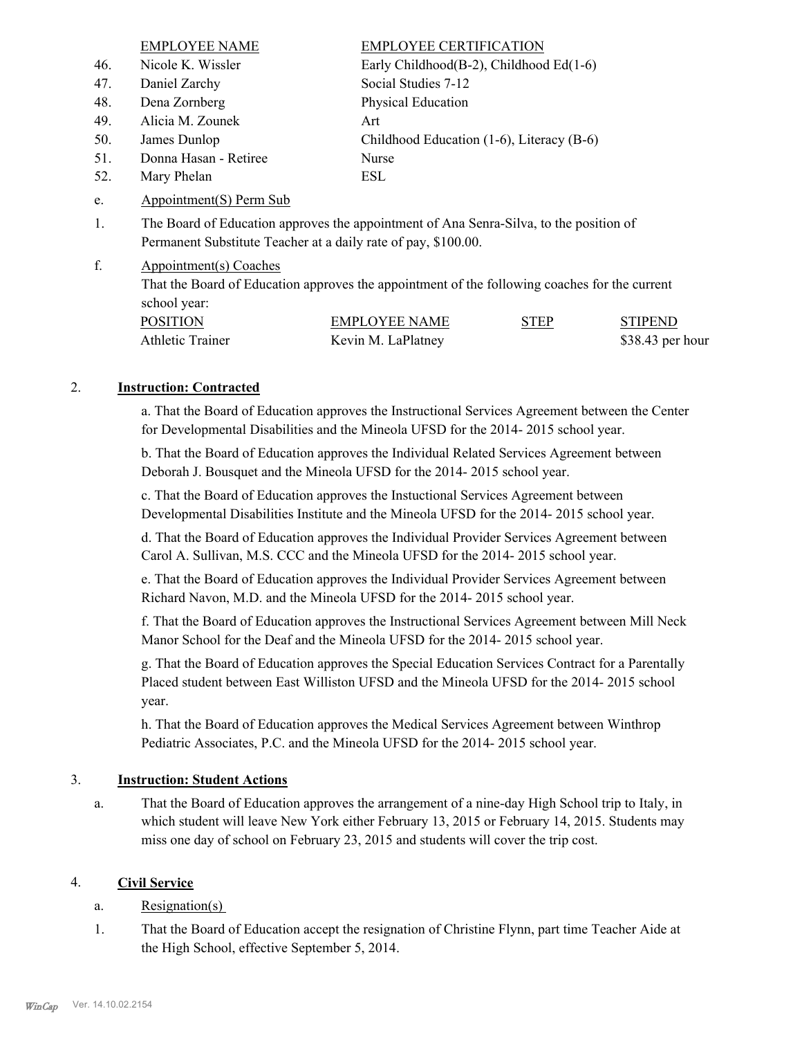| | EMPLOYEE NAME | EMPLOYEE CERTIFICATION |
|---|---|---|
| 46. | Nicole K. Wissler | Early Childhood(B-2), Childhood Ed(1-6) |
| 47. | Daniel Zarchy | Social Studies 7-12 |
| 48. | Dena Zornberg | Physical Education |
| 49. | Alicia M. Zounek | Art |
| 50. | James Dunlop | Childhood Education (1-6), Literacy (B-6) |
| 51. | Donna Hasan - Retiree | Nurse |
| 52. | Mary Phelan | ESL |

e. Appointment(S) Perm Sub

1. The Board of Education approves the appointment of Ana Senra-Silva, to the position of Permanent Substitute Teacher at a daily rate of pay, $100.00.

f. Appointment(s) Coaches

That the Board of Education approves the appointment of the following coaches for the current school year:

| POSITION | EMPLOYEE NAME | STEP | STIPEND |
|---|---|---|---|
| Athletic Trainer | Kevin M. LaPlatney | | $38.43 per hour |

## 2. **Instruction: Contracted**

a. That the Board of Education approves the Instructional Services Agreement between the Center for Developmental Disabilities and the Mineola UFSD for the 2014- 2015 school year.

b. That the Board of Education approves the Individual Related Services Agreement between Deborah J. Bousquet and the Mineola UFSD for the 2014- 2015 school year.

c. That the Board of Education approves the Instuctional Services Agreement between Developmental Disabilities Institute and the Mineola UFSD for the 2014- 2015 school year.

d. That the Board of Education approves the Individual Provider Services Agreement between Carol A. Sullivan, M.S. CCC and the Mineola UFSD for the 2014- 2015 school year.

e. That the Board of Education approves the Individual Provider Services Agreement between Richard Navon, M.D. and the Mineola UFSD for the 2014- 2015 school year.

f. That the Board of Education approves the Instructional Services Agreement between Mill Neck Manor School for the Deaf and the Mineola UFSD for the 2014- 2015 school year.

g. That the Board of Education approves the Special Education Services Contract for a Parentally Placed student between East Williston UFSD and the Mineola UFSD for the 2014- 2015 school year.

h. That the Board of Education approves the Medical Services Agreement between Winthrop Pediatric Associates, P.C. and the Mineola UFSD for the 2014- 2015 school year.

## 3. **Instruction: Student Actions**

a. That the Board of Education approves the arrangement of a nine-day High School trip to Italy, in which student will leave New York either February 13, 2015 or February 14, 2015. Students may miss one day of school on February 23, 2015 and students will cover the trip cost.

## 4. **Civil Service**

a. Resignation(s)

1. That the Board of Education accept the resignation of Christine Flynn, part time Teacher Aide at the High School, effective September 5, 2014.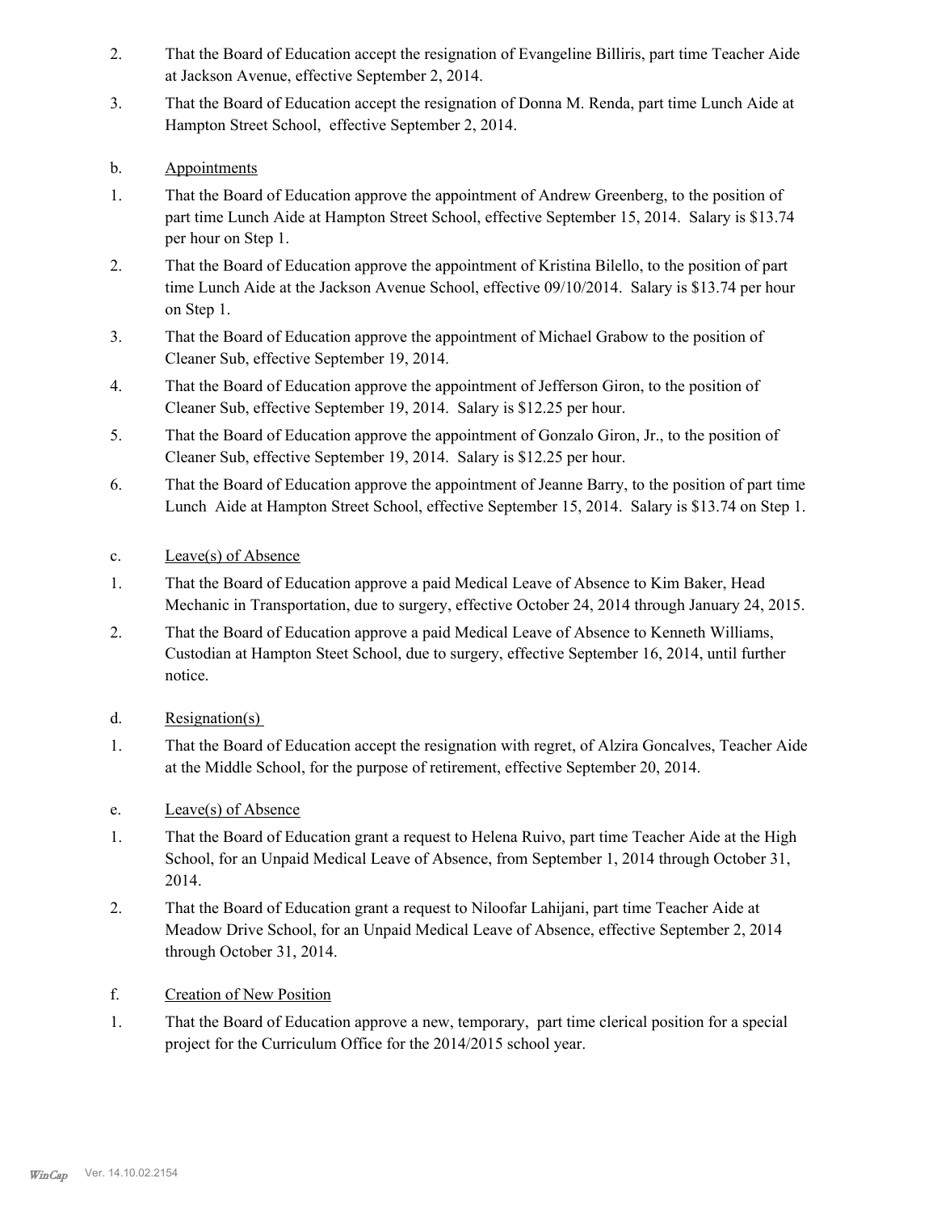2. That the Board of Education accept the resignation of Evangeline Billiris, part time Teacher Aide at Jackson Avenue, effective September 2, 2014.

3. That the Board of Education accept the resignation of Donna M. Renda, part time Lunch Aide at Hampton Street School, effective September 2, 2014.

b. <u>Appointments</u>

1. That the Board of Education approve the appointment of Andrew Greenberg, to the position of part time Lunch Aide at Hampton Street School, effective September 15, 2014. Salary is $13.74 per hour on Step 1.

2. That the Board of Education approve the appointment of Kristina Bilello, to the position of part time Lunch Aide at the Jackson Avenue School, effective 09/10/2014. Salary is $13.74 per hour on Step 1.

3. That the Board of Education approve the appointment of Michael Grabow to the position of Cleaner Sub, effective September 19, 2014.

4. That the Board of Education approve the appointment of Jefferson Giron, to the position of Cleaner Sub, effective September 19, 2014. Salary is $12.25 per hour.

5. That the Board of Education approve the appointment of Gonzalo Giron, Jr., to the position of Cleaner Sub, effective September 19, 2014. Salary is $12.25 per hour.

6. That the Board of Education approve the appointment of Jeanne Barry, to the position of part time Lunch Aide at Hampton Street School, effective September 15, 2014. Salary is $13.74 on Step 1.

c. <u>Leave(s) of Absence</u>

1. That the Board of Education approve a paid Medical Leave of Absence to Kim Baker, Head Mechanic in Transportation, due to surgery, effective October 24, 2014 through January 24, 2015.

2. That the Board of Education approve a paid Medical Leave of Absence to Kenneth Williams, Custodian at Hampton Steet School, due to surgery, effective September 16, 2014, until further notice.

d. <u>Resignation(s)</u>

1. That the Board of Education accept the resignation with regret, of Alzira Goncalves, Teacher Aide at the Middle School, for the purpose of retirement, effective September 20, 2014.

e. <u>Leave(s) of Absence</u>

1. That the Board of Education grant a request to Helena Ruivo, part time Teacher Aide at the High School, for an Unpaid Medical Leave of Absence, from September 1, 2014 through October 31, 2014.

2. That the Board of Education grant a request to Niloofar Lahijani, part time Teacher Aide at Meadow Drive School, for an Unpaid Medical Leave of Absence, effective September 2, 2014 through October 31, 2014.

f. <u>Creation of New Position</u>

1. That the Board of Education approve a new, temporary, part time clerical position for a special project for the Curriculum Office for the 2014/2015 school year.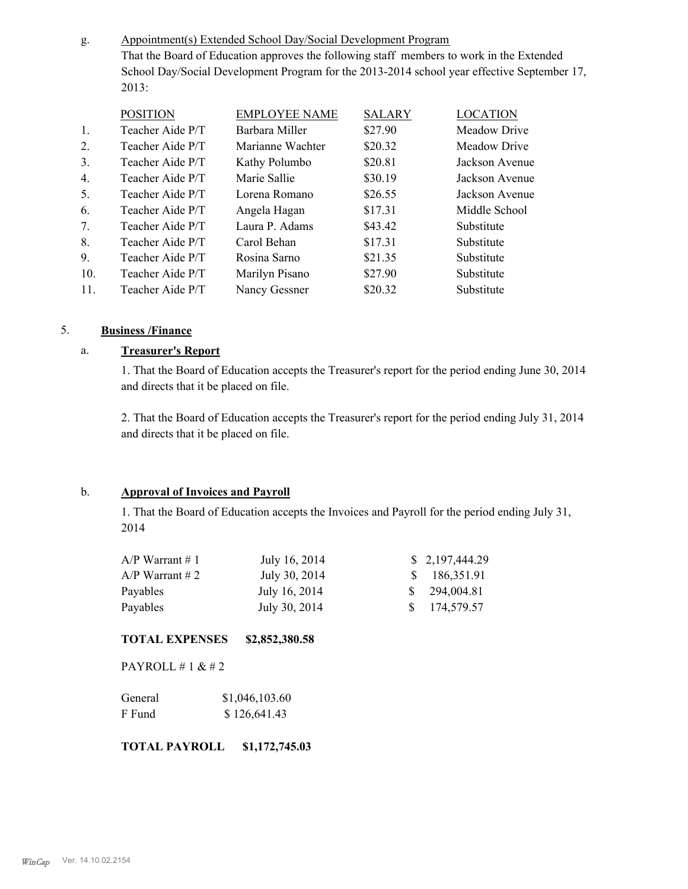g. Appointment(s) Extended School Day/Social Development Program

That the Board of Education approves the following staff members to work in the Extended School Day/Social Development Program for the 2013-2014 school year effective September 17, 2013:

| | POSITION | EMPLOYEE NAME | SALARY | LOCATION |
|---|---|---|---|---|
| 1. | Teacher Aide P/T | Barbara Miller | $27.90 | Meadow Drive |
| 2. | Teacher Aide P/T | Marianne Wachter | $20.32 | Meadow Drive |
| 3. | Teacher Aide P/T | Kathy Polumbo | $20.81 | Jackson Avenue |
| 4. | Teacher Aide P/T | Marie Sallie | $30.19 | Jackson Avenue |
| 5. | Teacher Aide P/T | Lorena Romano | $26.55 | Jackson Avenue |
| 6. | Teacher Aide P/T | Angela Hagan | $17.31 | Middle School |
| 7. | Teacher Aide P/T | Laura P. Adams | $43.42 | Substitute |
| 8. | Teacher Aide P/T | Carol Behan | $17.31 | Substitute |
| 9. | Teacher Aide P/T | Rosina Sarno | $21.35 | Substitute |
| 10. | Teacher Aide P/T | Marilyn Pisano | $27.90 | Substitute |
| 11. | Teacher Aide P/T | Nancy Gessner | $20.32 | Substitute |

5. **Business /Finance**

a. **Treasurer's Report**

1. That the Board of Education accepts the Treasurer's report for the period ending June 30, 2014 and directs that it be placed on file.

2. That the Board of Education accepts the Treasurer's report for the period ending July 31, 2014 and directs that it be placed on file.

b. **Approval of Invoices and Payroll**

1. That the Board of Education accepts the Invoices and Payroll for the period ending July 31, 2014

| | | |
|---|---|---|
| A/P Warrant # 1 | July 16, 2014 | $ 2,197,444.29 |
| A/P Warrant # 2 | July 30, 2014 | $ 186,351.91 |
| Payables | July 16, 2014 | $ 294,004.81 |
| Payables | July 30, 2014 | $ 174,579.57 |

**TOTAL EXPENSES $2,852,380.58**

PAYROLL # 1 & # 2

| | |
|---|---|
| General | $1,046,103.60 |
| F Fund | $ 126,641.43 |

**TOTAL PAYROLL $1,172,745.03**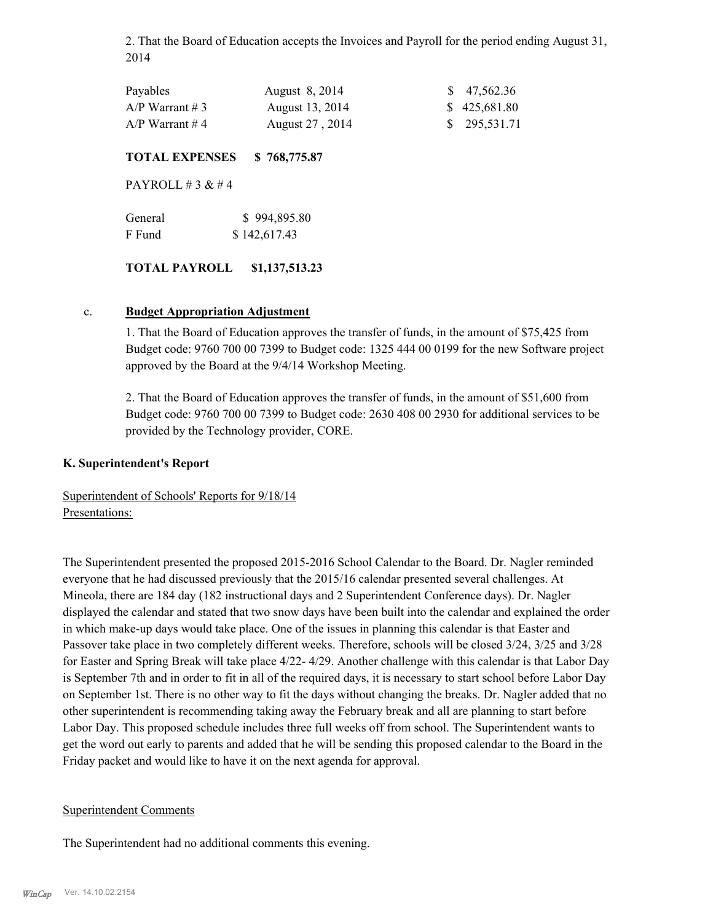2. That the Board of Education accepts the Invoices and Payroll for the period ending August 31, 2014

| | | |
|---|---|---|
| Payables | August 8, 2014 | $ 47,562.36 |
| A/P Warrant # 3 | August 13, 2014 | $ 425,681.80 |
| A/P Warrant # 4 | August 27 , 2014 | $ 295,531.71 |

**TOTAL EXPENSES $ 768,775.87**

PAYROLL # 3 & # 4

| | |
|---|---|
| General | $ 994,895.80 |
| F Fund | $ 142,617.43 |

**TOTAL PAYROLL $1,137,513.23**

c. **Budget Appropriation Adjustment**

1. That the Board of Education approves the transfer of funds, in the amount of $75,425 from Budget code: 9760 700 00 7399 to Budget code: 1325 444 00 0199 for the new Software project approved by the Board at the 9/4/14 Workshop Meeting.

2. That the Board of Education approves the transfer of funds, in the amount of $51,600 from Budget code: 9760 700 00 7399 to Budget code: 2630 408 00 2930 for additional services to be provided by the Technology provider, CORE.

**K. Superintendent's Report**

Superintendent of Schools' Reports for 9/18/14
Presentations:

The Superintendent presented the proposed 2015-2016 School Calendar to the Board. Dr. Nagler reminded everyone that he had discussed previously that the 2015/16 calendar presented several challenges. At Mineola, there are 184 day (182 instructional days and 2 Superintendent Conference days). Dr. Nagler displayed the calendar and stated that two snow days have been built into the calendar and explained the order in which make-up days would take place. One of the issues in planning this calendar is that Easter and Passover take place in two completely different weeks. Therefore, schools will be closed 3/24, 3/25 and 3/28 for Easter and Spring Break will take place 4/22- 4/29. Another challenge with this calendar is that Labor Day is September 7th and in order to fit in all of the required days, it is necessary to start school before Labor Day on September 1st. There is no other way to fit the days without changing the breaks. Dr. Nagler added that no other superintendent is recommending taking away the February break and all are planning to start before Labor Day. This proposed schedule includes three full weeks off from school. The Superintendent wants to get the word out early to parents and added that he will be sending this proposed calendar to the Board in the Friday packet and would like to have it on the next agenda for approval.

Superintendent Comments

The Superintendent had no additional comments this evening.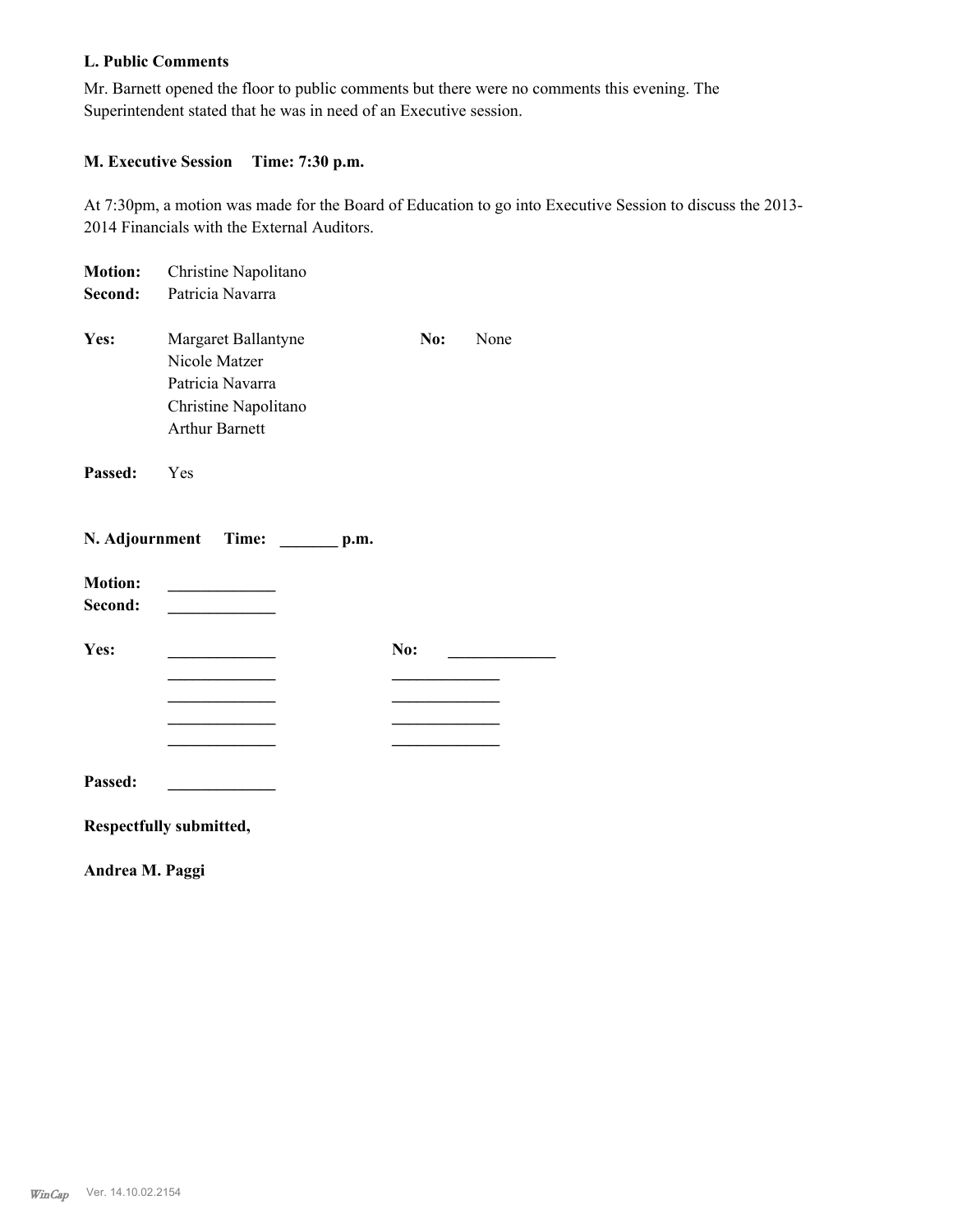**L. Public Comments**

Mr. Barnett opened the floor to public comments but there were no comments this evening. The Superintendent stated that he was in need of an Executive session.

**M. Executive Session Time: 7:30 p.m.**

At 7:30pm, a motion was made for the Board of Education to go into Executive Session to discuss the 2013-2014 Financials with the External Auditors.

**Motion:** Christine Napolitano
**Second:** Patricia Navarra

| | | | |
|---|---|---|---|
| **Yes:** | Margaret Ballantyne | **No:** | None |
| | Nicole Matzer | | |
| | Patricia Navarra | | |
| | Christine Napolitano | | |
| | Arthur Barnett | | |

**Passed:** Yes

**N. Adjournment Time: _______ p.m.**

**Motion:** _____________
**Second:** _____________

| | | | |
|---|---|---|---|
| **Yes:** | _____________ | **No:** | _____________ |
| | _____________ | | _____________ |
| | _____________ | | _____________ |
| | _____________ | | _____________ |
| | _____________ | | _____________ |

**Passed:** _____________

**Respectfully submitted,**

**Andrea M. Paggi**